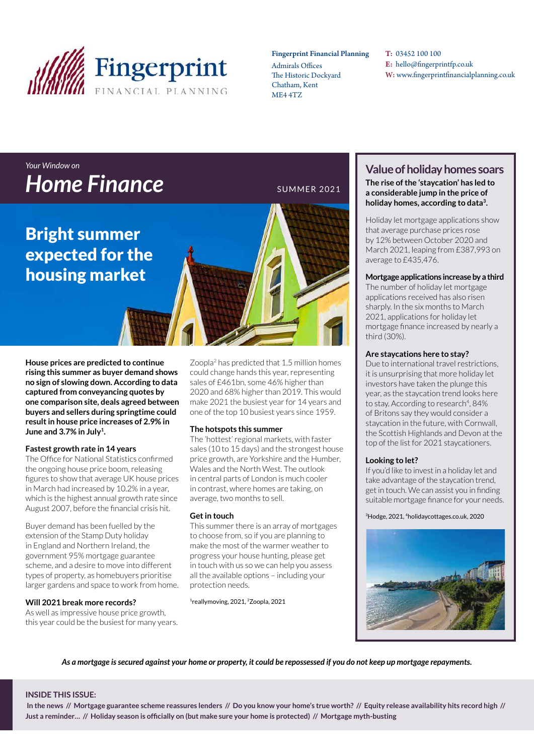**Fingerprint** FINANCIAL PLANNING

**Fingerprint Financial Planning**
Admirals Offices
The Historic Dockyard
Chatham, Kent
ME4 4TZ

**T:** 03452 100 100
**E:** hello@fingerprintfp.co.uk
**W:** www.fingerprintfinancialplanning.co.uk

*Your Window on*

# *Home Finance*

SUMMER 2021

## Bright summer expected for the housing market

**House prices are predicted to continue rising this summer as buyer demand shows no sign of slowing down. According to data captured from conveyancing quotes by one comparison site, deals agreed between buyers and sellers during springtime could result in house price increases of 2.9% in June and 3.7% in July[1].**

### Fastest growth rate in 14 years

The Office for National Statistics confirmed the ongoing house price boom, releasing figures to show that average UK house prices in March had increased by 10.2% in a year, which is the highest annual growth rate since August 2007, before the financial crisis hit.

Buyer demand has been fuelled by the extension of the Stamp Duty holiday in England and Northern Ireland, the government 95% mortgage guarantee scheme, and a desire to move into different types of property, as homebuyers prioritise larger gardens and space to work from home.

### Will 2021 break more records?

As well as impressive house price growth, this year could be the busiest for many years. Zoopla[2] has predicted that 1.5 million homes could change hands this year, representing sales of £461bn, some 46% higher than 2020 and 68% higher than 2019. This would make 2021 the busiest year for 14 years and one of the top 10 busiest years since 1959.

### The hotspots this summer

The 'hottest' regional markets, with faster sales (10 to 15 days) and the strongest house price growth, are Yorkshire and the Humber, Wales and the North West. The outlook in central parts of London is much cooler in contrast, where homes are taking, on average, two months to sell.

### Get in touch

This summer there is an array of mortgages to choose from, so if you are planning to make the most of the warmer weather to progress your house hunting, please get in touch with us so we can help you assess all the available options – including your protection needs.

[1]reallymoving, 2021, [2]Zoopla, 2021

## Value of holiday homes soars

**The rise of the 'staycation' has led to a considerable jump in the price of holiday homes, according to data[3].**

Holiday let mortgage applications show that average purchase prices rose by 12% between October 2020 and March 2021, leaping from £387,993 on average to £435,476.

### Mortgage applications increase by a third

The number of holiday let mortgage applications received has also risen sharply. In the six months to March 2021, applications for holiday let mortgage finance increased by nearly a third (30%).

### Are staycations here to stay?

Due to international travel restrictions, it is unsurprising that more holiday let investors have taken the plunge this year, as the staycation trend looks here to stay. According to research[4], 84% of Britons say they would consider a staycation in the future, with Cornwall, the Scottish Highlands and Devon at the top of the list for 2021 staycationers.

### Looking to let?

If you'd like to invest in a holiday let and take advantage of the staycation trend, get in touch. We can assist you in finding suitable mortgage finance for your needs.

[3]Hodge, 2021, [4]holidaycottages.co.uk, 2020

***As a mortgage is secured against your home or property, it could be repossessed if you do not keep up mortgage repayments.***

**INSIDE THIS ISSUE:**

**In the news // Mortgage guarantee scheme reassures lenders // Do you know your home's true worth? // Equity release availability hits record high // Just a reminder... // Holiday season is officially on (but make sure your home is protected) // Mortgage myth-busting**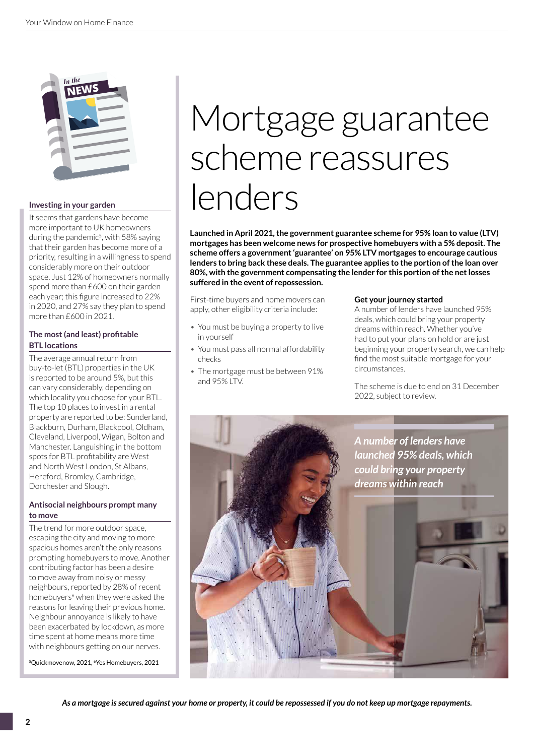# Mortgage guarantee scheme reassures lenders

**Launched in April 2021, the government guarantee scheme for 95% loan to value (LTV) mortgages has been welcome news for prospective homebuyers with a 5% deposit. The scheme offers a government 'guarantee' on 95% LTV mortgages to encourage cautious lenders to bring back these deals. The guarantee applies to the portion of the loan over 80%, with the government compensating the lender for this portion of the net losses suffered in the event of repossession.**

First-time buyers and home movers can apply, other eligibility criteria include:

- You must be buying a property to live in yourself
- You must pass all normal affordability checks
- The mortgage must be between 91% and 95% LTV.

### Get your journey started

A number of lenders have launched 95% deals, which could bring your property dreams within reach. Whether you've had to put your plans on hold or are just beginning your property search, we can help find the most suitable mortgage for your circumstances.

The scheme is due to end on 31 December 2022, subject to review.

*A number of lenders have launched 95% deals, which could bring your property dreams within reach*

## In the NEWS

### Investing in your garden

It seems that gardens have become more important to UK homeowners during the pandemic[5], with 58% saying that their garden has become more of a priority, resulting in a willingness to spend considerably more on their outdoor space. Just 12% of homeowners normally spend more than £600 on their garden each year; this figure increased to 22% in 2020, and 27% say they plan to spend more than £600 in 2021.

### The most (and least) profitable BTL locations

The average annual return from buy-to-let (BTL) properties in the UK is reported to be around 5%, but this can vary considerably, depending on which locality you choose for your BTL. The top 10 places to invest in a rental property are reported to be: Sunderland, Blackburn, Durham, Blackpool, Oldham, Cleveland, Liverpool, Wigan, Bolton and Manchester. Languishing in the bottom spots for BTL profitability are West and North West London, St Albans, Hereford, Bromley, Cambridge, Dorchester and Slough.

### Antisocial neighbours prompt many to move

The trend for more outdoor space, escaping the city and moving to more spacious homes aren't the only reasons prompting homebuyers to move. Another contributing factor has been a desire to move away from noisy or messy neighbours, reported by 28% of recent homebuyers[6] when they were asked the reasons for leaving their previous home. Neighbour annoyance is likely to have been exacerbated by lockdown, as more time spent at home means more time with neighbours getting on our nerves.

[5]Quickmovenow, 2021, [6]Yes Homebuyers, 2021

*As a mortgage is secured against your home or property, it could be repossessed if you do not keep up mortgage repayments.*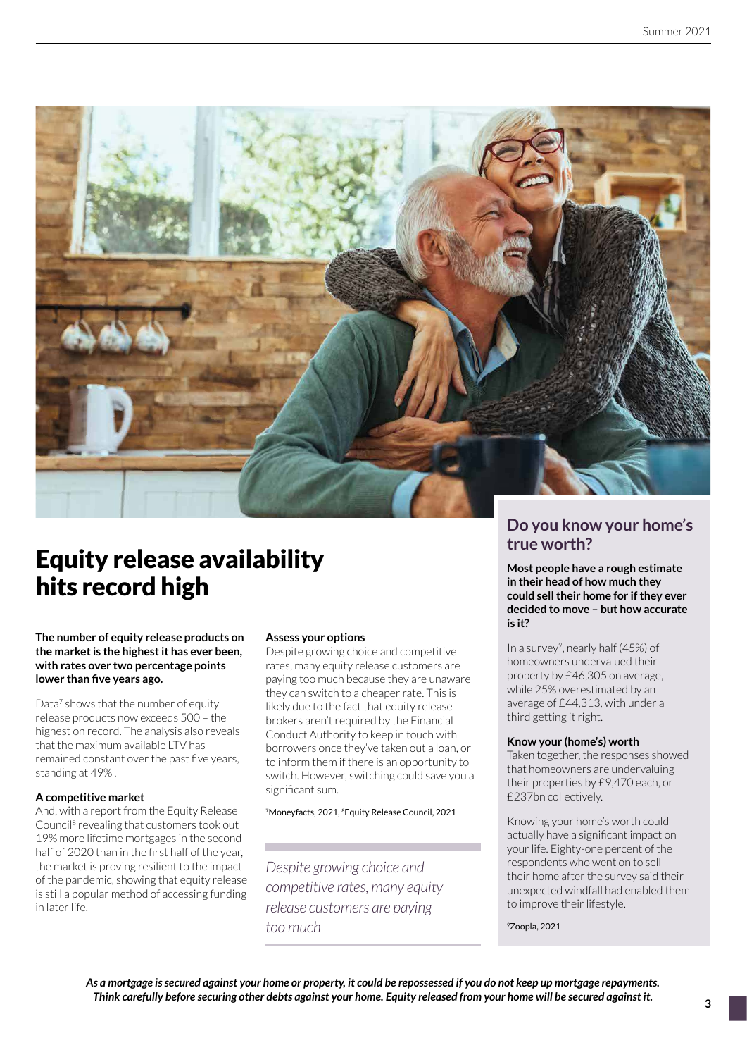# Equity release availability hits record high

**The number of equity release products on the market is the highest it has ever been, with rates over two percentage points lower than five years ago.**

Data[7] shows that the number of equity release products now exceeds 500 – the highest on record. The analysis also reveals that the maximum available LTV has remained constant over the past five years, standing at 49% .

### A competitive market

And, with a report from the Equity Release Council[8] revealing that customers took out 19% more lifetime mortgages in the second half of 2020 than in the first half of the year, the market is proving resilient to the impact of the pandemic, showing that equity release is still a popular method of accessing funding in later life.

### Assess your options

Despite growing choice and competitive rates, many equity release customers are paying too much because they are unaware they can switch to a cheaper rate. This is likely due to the fact that equity release brokers aren't required by the Financial Conduct Authority to keep in touch with borrowers once they've taken out a loan, or to inform them if there is an opportunity to switch. However, switching could save you a significant sum.

[7]Moneyfacts, 2021, [8]Equity Release Council, 2021

*Despite growing choice and competitive rates, many equity release customers are paying too much*

## Do you know your home's true worth?

**Most people have a rough estimate in their head of how much they could sell their home for if they ever decided to move – but how accurate is it?**

In a survey[9], nearly half (45%) of homeowners undervalued their property by £46,305 on average, while 25% overestimated by an average of £44,313, with under a third getting it right.

### Know your (home's) worth

Taken together, the responses showed that homeowners are undervaluing their properties by £9,470 each, or £237bn collectively.

Knowing your home's worth could actually have a significant impact on your life. Eighty-one percent of the respondents who went on to sell their home after the survey said their unexpected windfall had enabled them to improve their lifestyle.

[9]Zoopla, 2021

***As a mortgage is secured against your home or property, it could be repossessed if you do not keep up mortgage repayments. Think carefully before securing other debts against your home. Equity released from your home will be secured against it.***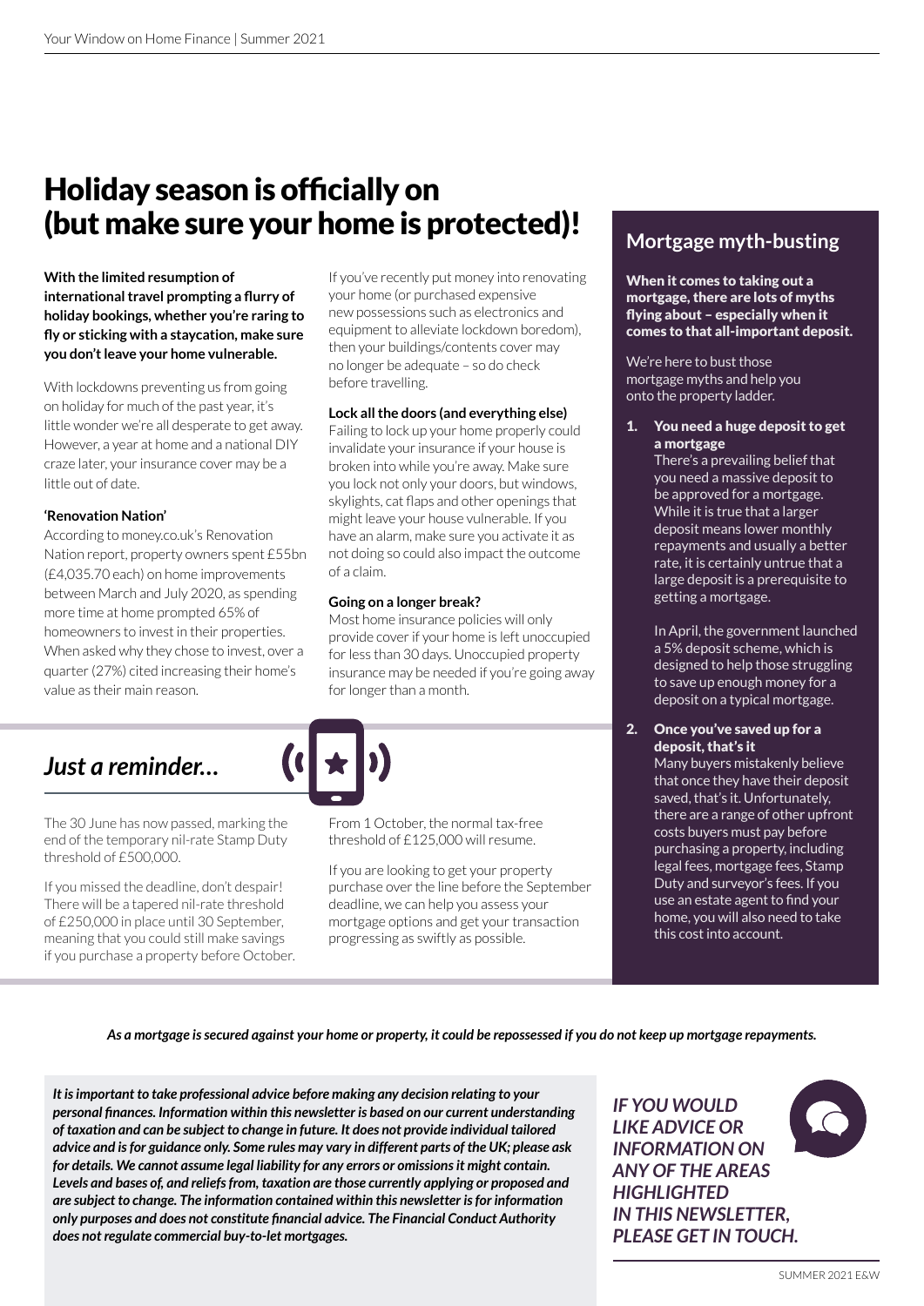# Holiday season is officially on (but make sure your home is protected)!

**With the limited resumption of international travel prompting a flurry of holiday bookings, whether you're raring to fly or sticking with a staycation, make sure you don't leave your home vulnerable.**

With lockdowns preventing us from going on holiday for much of the past year, it's little wonder we're all desperate to get away. However, a year at home and a national DIY craze later, your insurance cover may be a little out of date.

**'Renovation Nation'**

According to money.co.uk's Renovation Nation report, property owners spent £55bn (£4,035.70 each) on home improvements between March and July 2020, as spending more time at home prompted 65% of homeowners to invest in their properties. When asked why they chose to invest, over a quarter (27%) cited increasing their home's value as their main reason.

If you've recently put money into renovating your home (or purchased expensive new possessions such as electronics and equipment to alleviate lockdown boredom), then your buildings/contents cover may no longer be adequate – so do check before travelling.

**Lock all the doors (and everything else)**

Failing to lock up your home properly could invalidate your insurance if your house is broken into while you're away. Make sure you lock not only your doors, but windows, skylights, cat flaps and other openings that might leave your house vulnerable. If you have an alarm, make sure you activate it as not doing so could also impact the outcome of a claim.

**Going on a longer break?**

Most home insurance policies will only provide cover if your home is left unoccupied for less than 30 days. Unoccupied property insurance may be needed if you're going away for longer than a month.

## *Just a reminder…*

The 30 June has now passed, marking the end of the temporary nil-rate Stamp Duty threshold of £500,000.

If you missed the deadline, don't despair! There will be a tapered nil-rate threshold of £250,000 in place until 30 September, meaning that you could still make savings if you purchase a property before October.

From 1 October, the normal tax-free threshold of £125,000 will resume.

If you are looking to get your property purchase over the line before the September deadline, we can help you assess your mortgage options and get your transaction progressing as swiftly as possible.

## Mortgage myth-busting

**When it comes to taking out a mortgage, there are lots of myths flying about – especially when it comes to that all-important deposit.**

We're here to bust those mortgage myths and help you onto the property ladder.

1. **You need a huge deposit to get a mortgage**

   There's a prevailing belief that you need a massive deposit to be approved for a mortgage. While it is true that a larger deposit means lower monthly repayments and usually a better rate, it is certainly untrue that a large deposit is a prerequisite to getting a mortgage.

   In April, the government launched a 5% deposit scheme, which is designed to help those struggling to save up enough money for a deposit on a typical mortgage.

2. **Once you've saved up for a deposit, that's it**

   Many buyers mistakenly believe that once they have their deposit saved, that's it. Unfortunately, there are a range of other upfront costs buyers must pay before purchasing a property, including legal fees, mortgage fees, Stamp Duty and surveyor's fees. If you use an estate agent to find your home, you will also need to take this cost into account.

***As a mortgage is secured against your home or property, it could be repossessed if you do not keep up mortgage repayments.***

***It is important to take professional advice before making any decision relating to your personal finances. Information within this newsletter is based on our current understanding of taxation and can be subject to change in future. It does not provide individual tailored advice and is for guidance only. Some rules may vary in different parts of the UK; please ask for details. We cannot assume legal liability for any errors or omissions it might contain. Levels and bases of, and reliefs from, taxation are those currently applying or proposed and are subject to change. The information contained within this newsletter is for information only purposes and does not constitute financial advice. The Financial Conduct Authority does not regulate commercial buy-to-let mortgages.***

***IF YOU WOULD LIKE ADVICE OR INFORMATION ON ANY OF THE AREAS HIGHLIGHTED IN THIS NEWSLETTER, PLEASE GET IN TOUCH.***